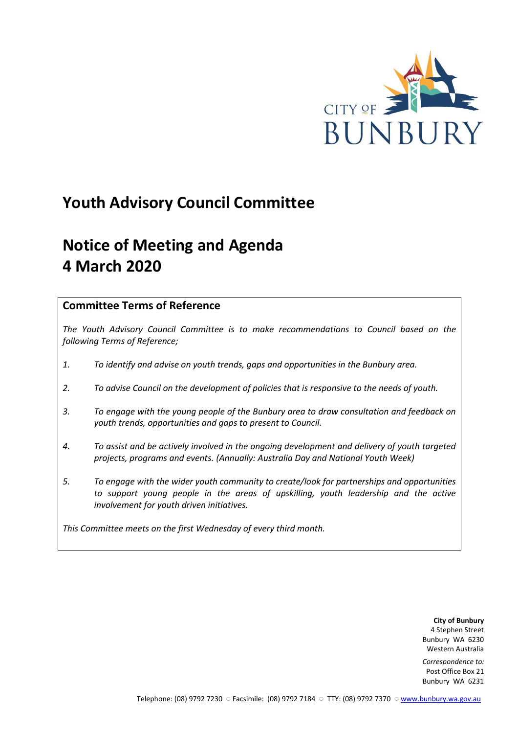# Youth Advisory Council Committee

# Notice of Meeting and Agenda
# 4 March 2020

## Committee Terms of Reference

*The Youth Advisory Council Committee is to make recommendations to Council based on the following Terms of Reference;*

1. *To identify and advise on youth trends, gaps and opportunities in the Bunbury area.*
2. *To advise Council on the development of policies that is responsive to the needs of youth.*
3. *To engage with the young people of the Bunbury area to draw consultation and feedback on youth trends, opportunities and gaps to present to Council.*
4. *To assist and be actively involved in the ongoing development and delivery of youth targeted projects, programs and events. (Annually: Australia Day and National Youth Week)*
5. *To engage with the wider youth community to create/look for partnerships and opportunities to support young people in the areas of upskilling, youth leadership and the active involvement for youth driven initiatives.*

*This Committee meets on the first Wednesday of every third month.*

**City of Bunbury**
4 Stephen Street
Bunbury WA 6230
Western Australia

*Correspondence to:*
Post Office Box 21
Bunbury WA 6231

Telephone: (08) 9792 7230 ○ Facsimile: (08) 9792 7184 ○ TTY: (08) 9792 7370 ○ www.bunbury.wa.gov.au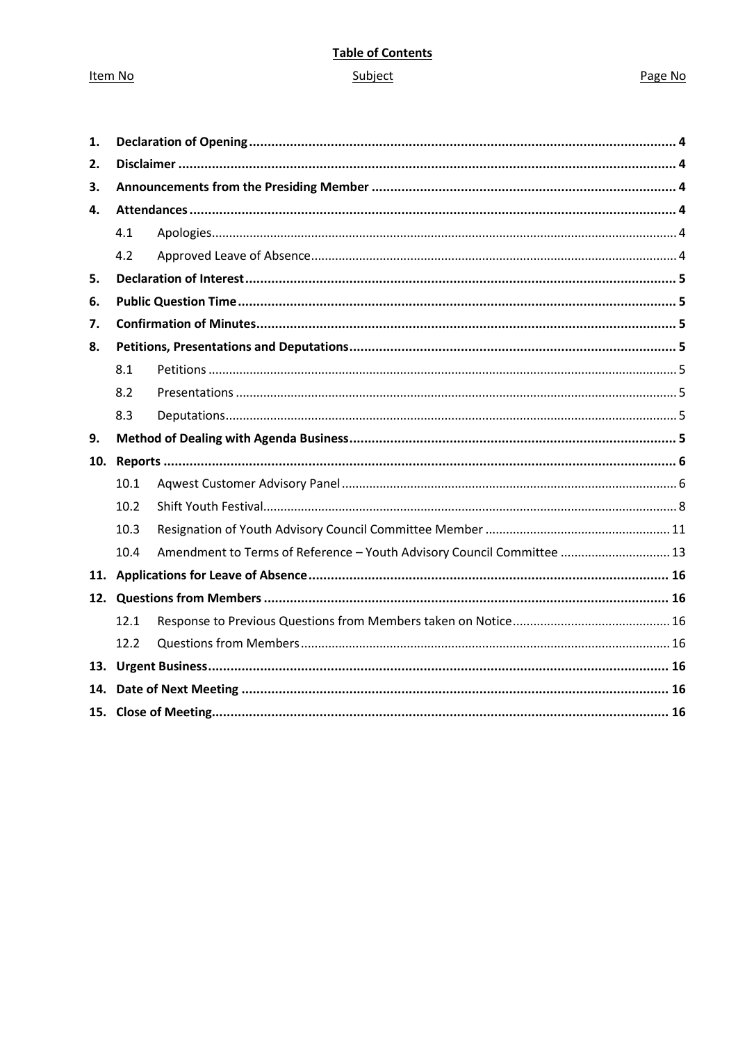**Table of Contents**

| Item No | Subject | Page No |
|---|---|---|
| **1.** | **Declaration of Opening** | **4** |
| **2.** | **Disclaimer** | **4** |
| **3.** | **Announcements from the Presiding Member** | **4** |
| **4.** | **Attendances** | **4** |
| 4.1 | Apologies | 4 |
| 4.2 | Approved Leave of Absence | 4 |
| **5.** | **Declaration of Interest** | **5** |
| **6.** | **Public Question Time** | **5** |
| **7.** | **Confirmation of Minutes** | **5** |
| **8.** | **Petitions, Presentations and Deputations** | **5** |
| 8.1 | Petitions | 5 |
| 8.2 | Presentations | 5 |
| 8.3 | Deputations | 5 |
| **9.** | **Method of Dealing with Agenda Business** | **5** |
| **10.** | **Reports** | **6** |
| 10.1 | Aqwest Customer Advisory Panel | 6 |
| 10.2 | Shift Youth Festival | 8 |
| 10.3 | Resignation of Youth Advisory Council Committee Member | 11 |
| 10.4 | Amendment to Terms of Reference – Youth Advisory Council Committee | 13 |
| **11.** | **Applications for Leave of Absence** | **16** |
| **12.** | **Questions from Members** | **16** |
| 12.1 | Response to Previous Questions from Members taken on Notice | 16 |
| 12.2 | Questions from Members | 16 |
| **13.** | **Urgent Business** | **16** |
| **14.** | **Date of Next Meeting** | **16** |
| **15.** | **Close of Meeting** | **16** |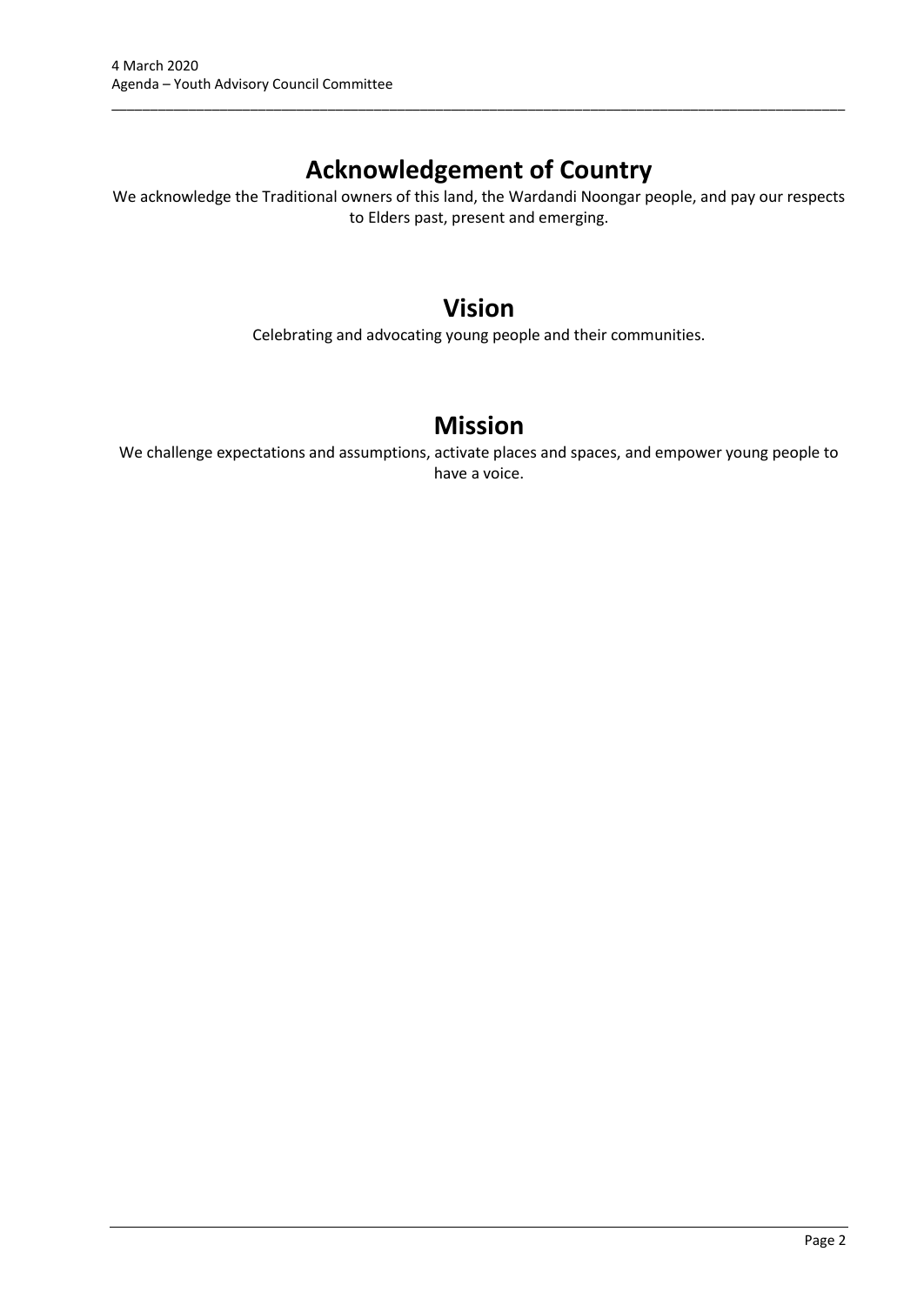# Acknowledgement of Country

We acknowledge the Traditional owners of this land, the Wardandi Noongar people, and pay our respects to Elders past, present and emerging.

# Vision

Celebrating and advocating young people and their communities.

# Mission

We challenge expectations and assumptions, activate places and spaces, and empower young people to have a voice.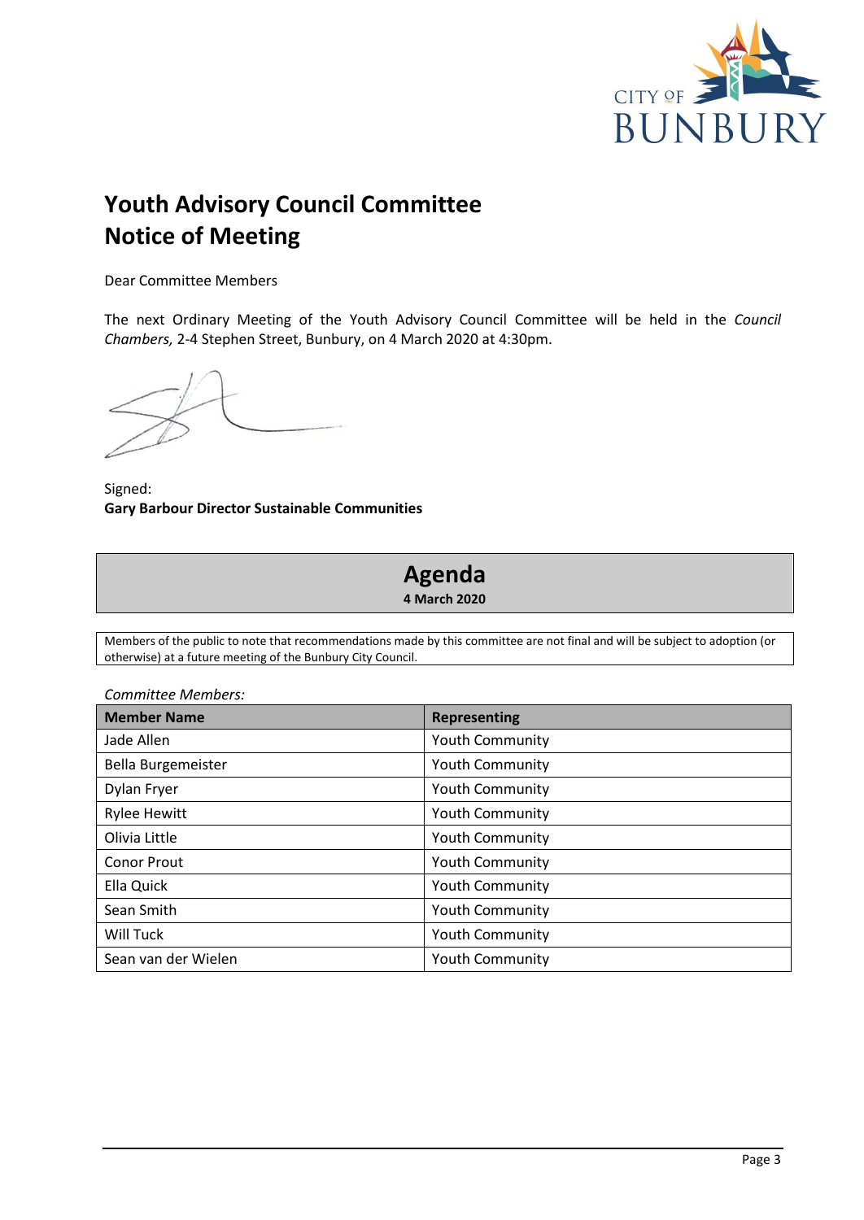# Youth Advisory Council Committee
# Notice of Meeting

Dear Committee Members

The next Ordinary Meeting of the Youth Advisory Council Committee will be held in the *Council Chambers,* 2-4 Stephen Street, Bunbury, on 4 March 2020 at 4:30pm.

Signed:
**Gary Barbour Director Sustainable Communities**

## Agenda
**4 March 2020**

Members of the public to note that recommendations made by this committee are not final and will be subject to adoption (or otherwise) at a future meeting of the Bunbury City Council.

*Committee Members:*

| Member Name | Representing |
|---|---|
| Jade Allen | Youth Community |
| Bella Burgemeister | Youth Community |
| Dylan Fryer | Youth Community |
| Rylee Hewitt | Youth Community |
| Olivia Little | Youth Community |
| Conor Prout | Youth Community |
| Ella Quick | Youth Community |
| Sean Smith | Youth Community |
| Will Tuck | Youth Community |
| Sean van der Wielen | Youth Community |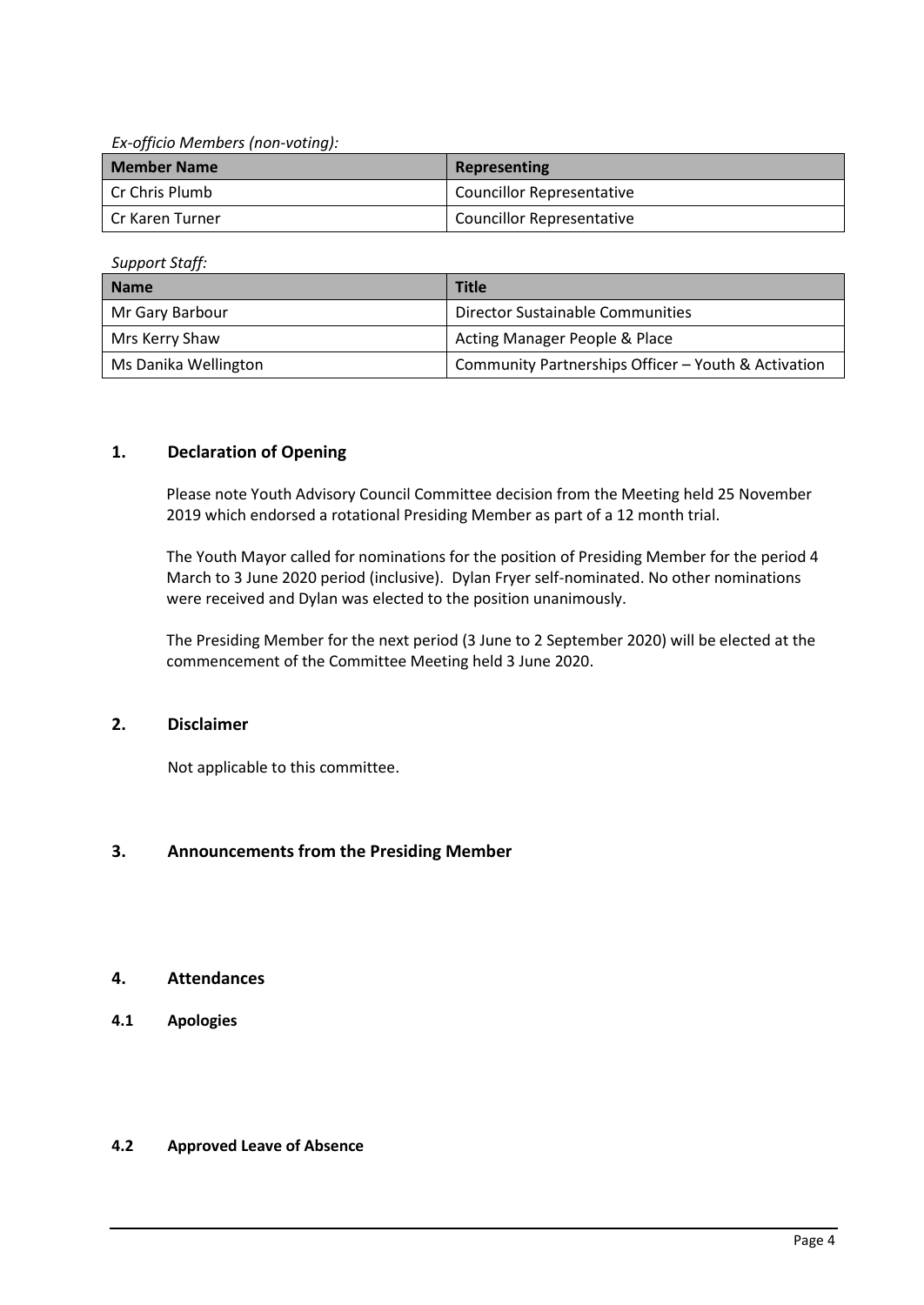*Ex-officio Members (non-voting):*

| Member Name | Representing |
|---|---|
| Cr Chris Plumb | Councillor Representative |
| Cr Karen Turner | Councillor Representative |

*Support Staff:*

| Name | Title |
|---|---|
| Mr Gary Barbour | Director Sustainable Communities |
| Mrs Kerry Shaw | Acting Manager People & Place |
| Ms Danika Wellington | Community Partnerships Officer – Youth & Activation |

## 1. Declaration of Opening

Please note Youth Advisory Council Committee decision from the Meeting held 25 November 2019 which endorsed a rotational Presiding Member as part of a 12 month trial.

The Youth Mayor called for nominations for the position of Presiding Member for the period 4 March to 3 June 2020 period (inclusive). Dylan Fryer self-nominated. No other nominations were received and Dylan was elected to the position unanimously.

The Presiding Member for the next period (3 June to 2 September 2020) will be elected at the commencement of the Committee Meeting held 3 June 2020.

## 2. Disclaimer

Not applicable to this committee.

## 3. Announcements from the Presiding Member

## 4. Attendances

### 4.1 Apologies

### 4.2 Approved Leave of Absence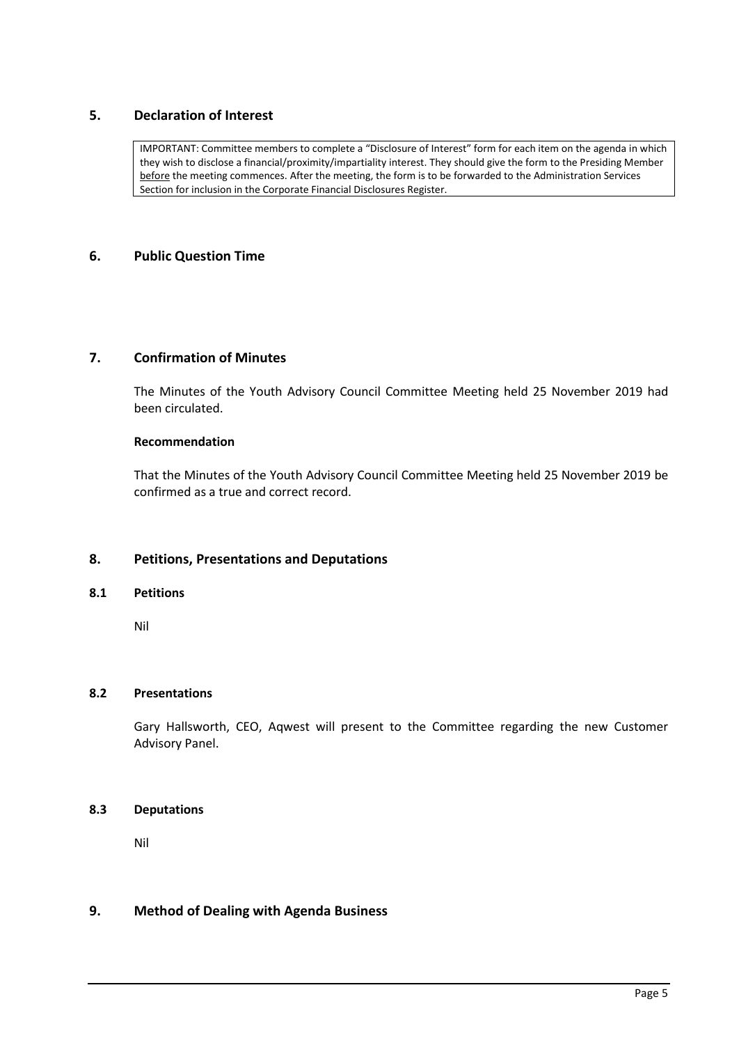## 5. Declaration of Interest

IMPORTANT: Committee members to complete a "Disclosure of Interest" form for each item on the agenda in which they wish to disclose a financial/proximity/impartiality interest. They should give the form to the Presiding Member before the meeting commences. After the meeting, the form is to be forwarded to the Administration Services Section for inclusion in the Corporate Financial Disclosures Register.

## 6. Public Question Time

## 7. Confirmation of Minutes

The Minutes of the Youth Advisory Council Committee Meeting held 25 November 2019 had been circulated.

**Recommendation**

That the Minutes of the Youth Advisory Council Committee Meeting held 25 November 2019 be confirmed as a true and correct record.

## 8. Petitions, Presentations and Deputations

### 8.1 Petitions

Nil

### 8.2 Presentations

Gary Hallsworth, CEO, Aqwest will present to the Committee regarding the new Customer Advisory Panel.

### 8.3 Deputations

Nil

## 9. Method of Dealing with Agenda Business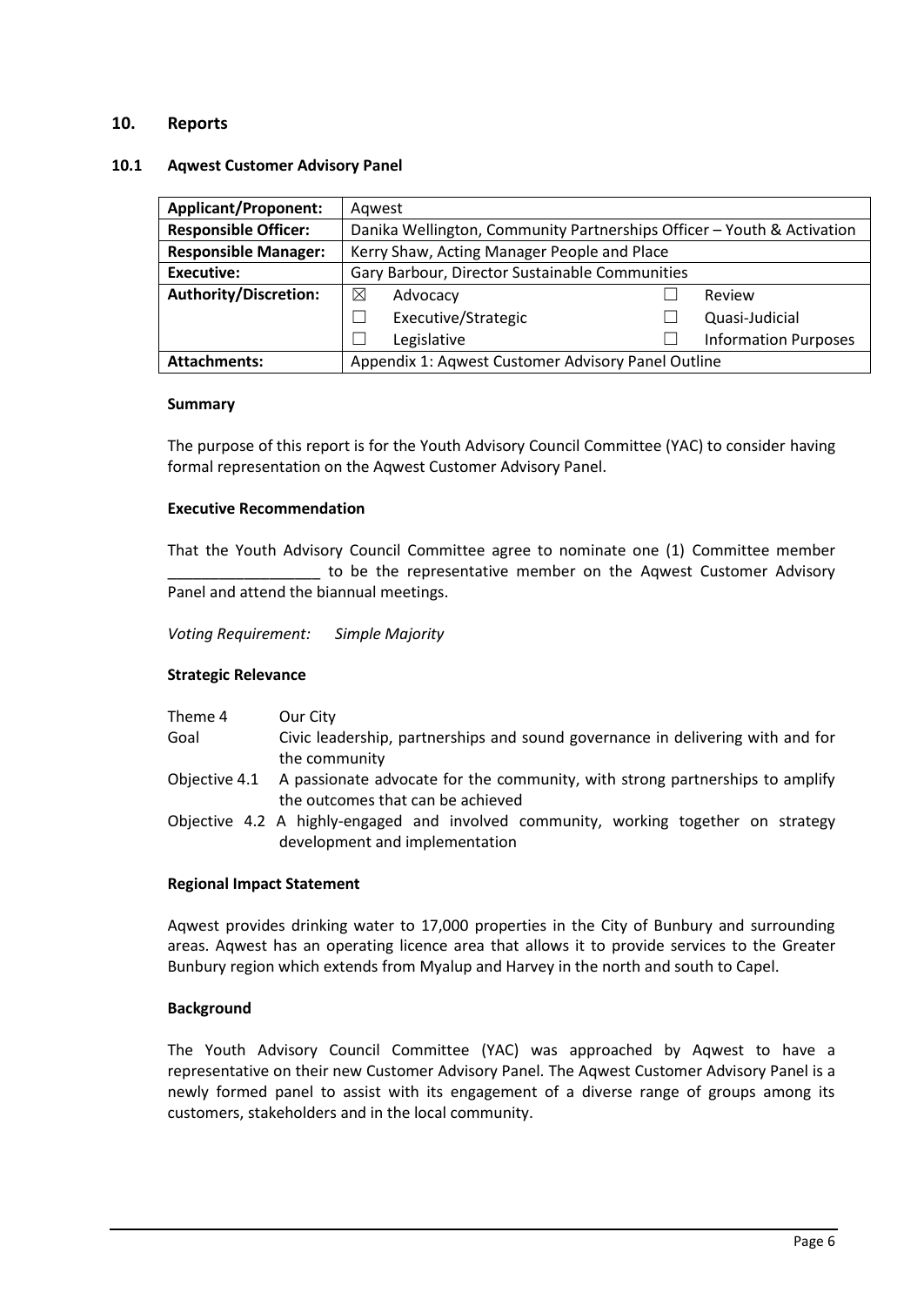## 10. Reports

### 10.1 Aqwest Customer Advisory Panel

| **Applicant/Proponent:** | Aqwest | | | |
|---|---|---|---|---|
| **Responsible Officer:** | Danika Wellington, Community Partnerships Officer – Youth & Activation | | | |
| **Responsible Manager:** | Kerry Shaw, Acting Manager People and Place | | | |
| **Executive:** | Gary Barbour, Director Sustainable Communities | | | |
| **Authority/Discretion:** | ☒ | Advocacy | ☐ | Review |
| | ☐ | Executive/Strategic | ☐ | Quasi-Judicial |
| | ☐ | Legislative | ☐ | Information Purposes |
| **Attachments:** | Appendix 1: Aqwest Customer Advisory Panel Outline | | | |

**Summary**

The purpose of this report is for the Youth Advisory Council Committee (YAC) to consider having formal representation on the Aqwest Customer Advisory Panel.

**Executive Recommendation**

That the Youth Advisory Council Committee agree to nominate one (1) Committee member __________________ to be the representative member on the Aqwest Customer Advisory Panel and attend the biannual meetings.

*Voting Requirement: Simple Majority*

**Strategic Relevance**

| | |
|---|---|
| Theme 4 | Our City |
| Goal | Civic leadership, partnerships and sound governance in delivering with and for the community |
| Objective 4.1 | A passionate advocate for the community, with strong partnerships to amplify the outcomes that can be achieved |
| Objective 4.2 | A highly-engaged and involved community, working together on strategy development and implementation |

**Regional Impact Statement**

Aqwest provides drinking water to 17,000 properties in the City of Bunbury and surrounding areas. Aqwest has an operating licence area that allows it to provide services to the Greater Bunbury region which extends from Myalup and Harvey in the north and south to Capel.

**Background**

The Youth Advisory Council Committee (YAC) was approached by Aqwest to have a representative on their new Customer Advisory Panel. The Aqwest Customer Advisory Panel is a newly formed panel to assist with its engagement of a diverse range of groups among its customers, stakeholders and in the local community.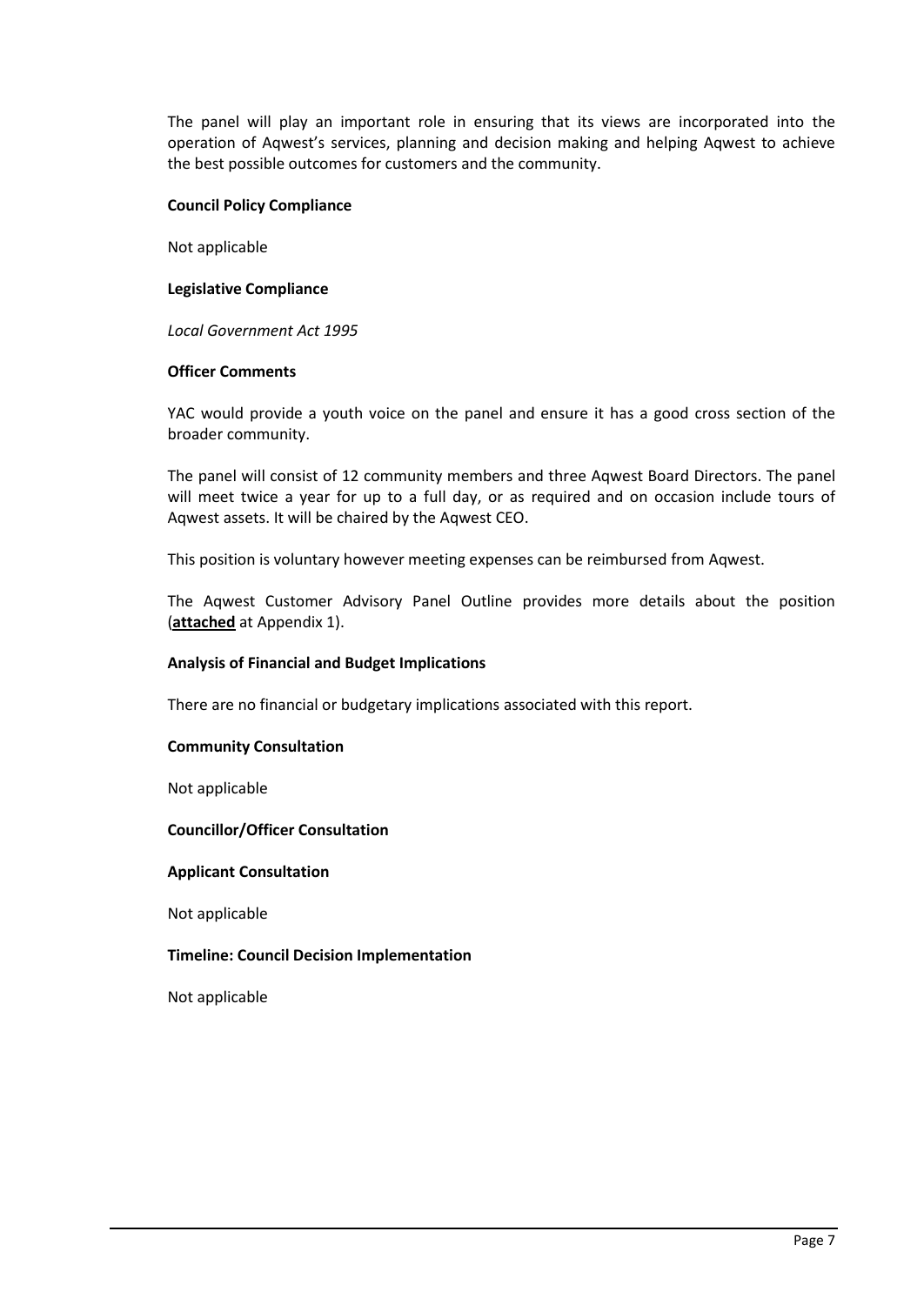The panel will play an important role in ensuring that its views are incorporated into the operation of Aqwest's services, planning and decision making and helping Aqwest to achieve the best possible outcomes for customers and the community.

**Council Policy Compliance**

Not applicable

**Legislative Compliance**

*Local Government Act 1995*

**Officer Comments**

YAC would provide a youth voice on the panel and ensure it has a good cross section of the broader community.

The panel will consist of 12 community members and three Aqwest Board Directors. The panel will meet twice a year for up to a full day, or as required and on occasion include tours of Aqwest assets. It will be chaired by the Aqwest CEO.

This position is voluntary however meeting expenses can be reimbursed from Aqwest.

The Aqwest Customer Advisory Panel Outline provides more details about the position (**attached** at Appendix 1).

**Analysis of Financial and Budget Implications**

There are no financial or budgetary implications associated with this report.

**Community Consultation**

Not applicable

**Councillor/Officer Consultation**

**Applicant Consultation**

Not applicable

**Timeline: Council Decision Implementation**

Not applicable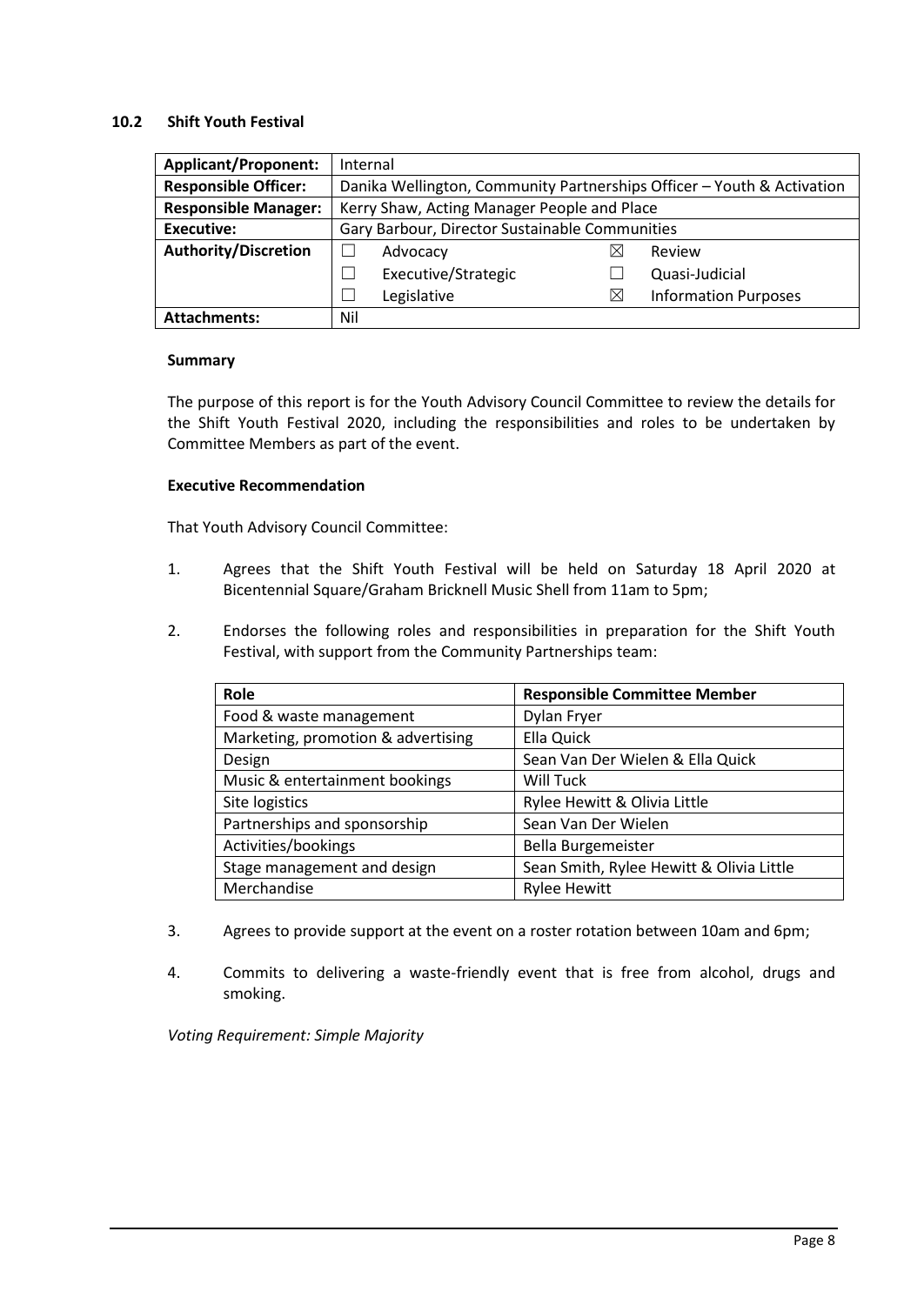## 10.2 Shift Youth Festival

| Applicant/Proponent: | Internal | | | |
|---|---|---|---|---|
| Responsible Officer: | Danika Wellington, Community Partnerships Officer – Youth & Activation | | | |
| Responsible Manager: | Kerry Shaw, Acting Manager People and Place | | | |
| Executive: | Gary Barbour, Director Sustainable Communities | | | |
| Authority/Discretion | ☐ | Advocacy | ☒ | Review |
| | ☐ | Executive/Strategic | ☐ | Quasi-Judicial |
| | ☐ | Legislative | ☒ | Information Purposes |
| Attachments: | Nil | | | |

**Summary**

The purpose of this report is for the Youth Advisory Council Committee to review the details for the Shift Youth Festival 2020, including the responsibilities and roles to be undertaken by Committee Members as part of the event.

**Executive Recommendation**

That Youth Advisory Council Committee:

1. Agrees that the Shift Youth Festival will be held on Saturday 18 April 2020 at Bicentennial Square/Graham Bricknell Music Shell from 11am to 5pm;

2. Endorses the following roles and responsibilities in preparation for the Shift Youth Festival, with support from the Community Partnerships team:

| Role | Responsible Committee Member |
|---|---|
| Food & waste management | Dylan Fryer |
| Marketing, promotion & advertising | Ella Quick |
| Design | Sean Van Der Wielen & Ella Quick |
| Music & entertainment bookings | Will Tuck |
| Site logistics | Rylee Hewitt & Olivia Little |
| Partnerships and sponsorship | Sean Van Der Wielen |
| Activities/bookings | Bella Burgemeister |
| Stage management and design | Sean Smith, Rylee Hewitt & Olivia Little |
| Merchandise | Rylee Hewitt |

3. Agrees to provide support at the event on a roster rotation between 10am and 6pm;

4. Commits to delivering a waste-friendly event that is free from alcohol, drugs and smoking.

*Voting Requirement: Simple Majority*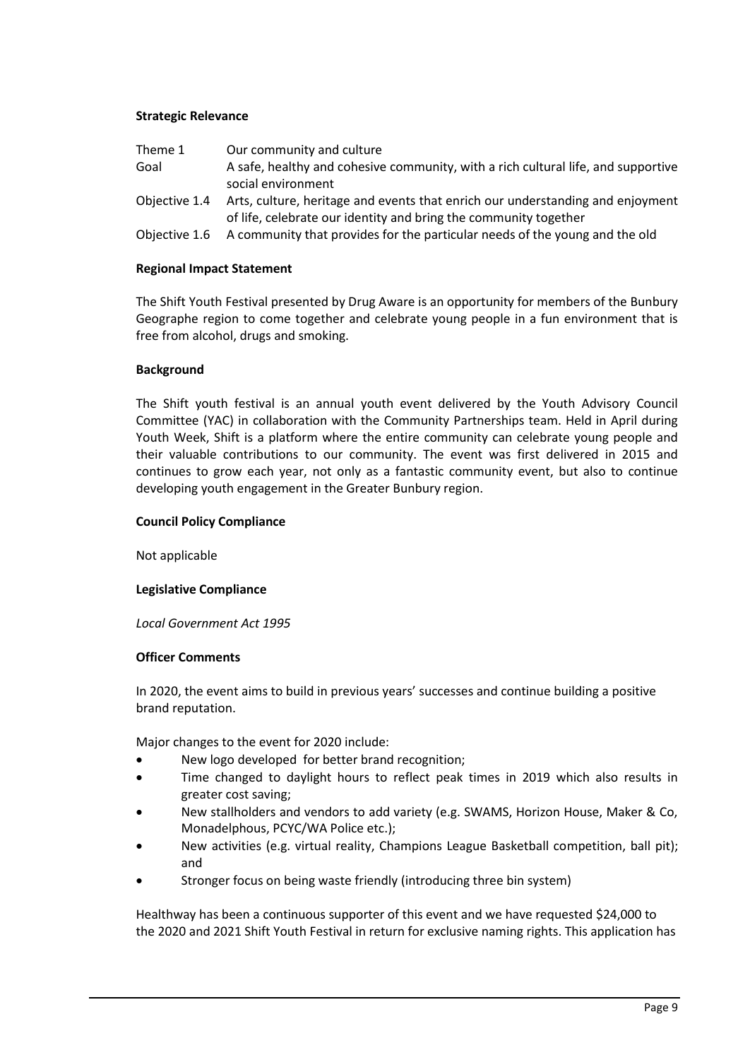**Strategic Relevance**

| | |
|---|---|
| Theme 1 | Our community and culture |
| Goal | A safe, healthy and cohesive community, with a rich cultural life, and supportive social environment |
| Objective 1.4 | Arts, culture, heritage and events that enrich our understanding and enjoyment of life, celebrate our identity and bring the community together |
| Objective 1.6 | A community that provides for the particular needs of the young and the old |

**Regional Impact Statement**

The Shift Youth Festival presented by Drug Aware is an opportunity for members of the Bunbury Geographe region to come together and celebrate young people in a fun environment that is free from alcohol, drugs and smoking.

**Background**

The Shift youth festival is an annual youth event delivered by the Youth Advisory Council Committee (YAC) in collaboration with the Community Partnerships team. Held in April during Youth Week, Shift is a platform where the entire community can celebrate young people and their valuable contributions to our community. The event was first delivered in 2015 and continues to grow each year, not only as a fantastic community event, but also to continue developing youth engagement in the Greater Bunbury region.

**Council Policy Compliance**

Not applicable

**Legislative Compliance**

*Local Government Act 1995*

**Officer Comments**

In 2020, the event aims to build in previous years' successes and continue building a positive brand reputation.

Major changes to the event for 2020 include:

- New logo developed for better brand recognition;
- Time changed to daylight hours to reflect peak times in 2019 which also results in greater cost saving;
- New stallholders and vendors to add variety (e.g. SWAMS, Horizon House, Maker & Co, Monadelphous, PCYC/WA Police etc.);
- New activities (e.g. virtual reality, Champions League Basketball competition, ball pit); and
- Stronger focus on being waste friendly (introducing three bin system)

Healthway has been a continuous supporter of this event and we have requested $24,000 to the 2020 and 2021 Shift Youth Festival in return for exclusive naming rights. This application has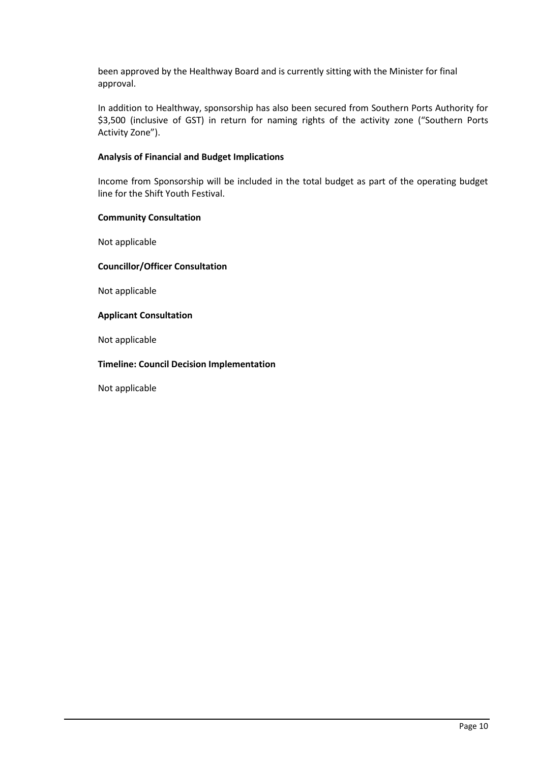been approved by the Healthway Board and is currently sitting with the Minister for final approval.

In addition to Healthway, sponsorship has also been secured from Southern Ports Authority for $3,500 (inclusive of GST) in return for naming rights of the activity zone ("Southern Ports Activity Zone").

**Analysis of Financial and Budget Implications**

Income from Sponsorship will be included in the total budget as part of the operating budget line for the Shift Youth Festival.

**Community Consultation**

Not applicable

**Councillor/Officer Consultation**

Not applicable

**Applicant Consultation**

Not applicable

**Timeline: Council Decision Implementation**

Not applicable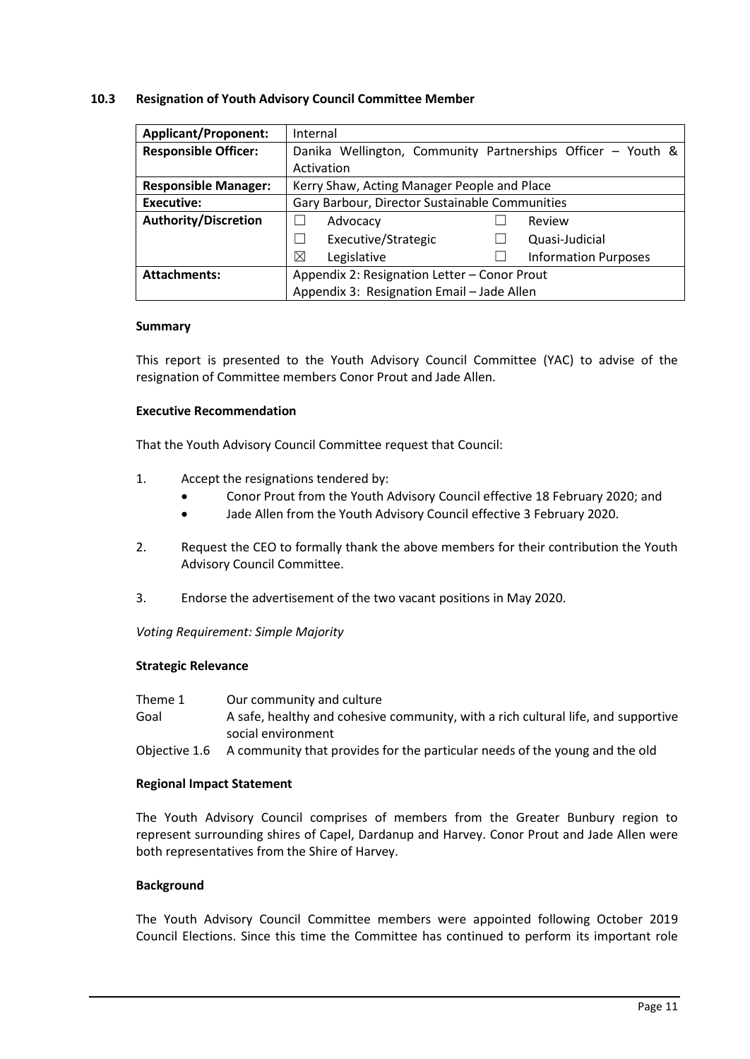## 10.3 Resignation of Youth Advisory Council Committee Member

| | |
|---|---|
| **Applicant/Proponent:** | Internal |
| **Responsible Officer:** | Danika Wellington, Community Partnerships Officer – Youth & Activation |
| **Responsible Manager:** | Kerry Shaw, Acting Manager People and Place |
| **Executive:** | Gary Barbour, Director Sustainable Communities |
| **Authority/Discretion** | ☐ Advocacy ☐ Review<br>☐ Executive/Strategic ☐ Quasi-Judicial<br>☒ Legislative ☐ Information Purposes |
| **Attachments:** | Appendix 2: Resignation Letter – Conor Prout<br>Appendix 3: Resignation Email – Jade Allen |

### Summary

This report is presented to the Youth Advisory Council Committee (YAC) to advise of the resignation of Committee members Conor Prout and Jade Allen.

### Executive Recommendation

That the Youth Advisory Council Committee request that Council:

1. Accept the resignations tendered by:
   - Conor Prout from the Youth Advisory Council effective 18 February 2020; and
   - Jade Allen from the Youth Advisory Council effective 3 February 2020.
2. Request the CEO to formally thank the above members for their contribution the Youth Advisory Council Committee.
3. Endorse the advertisement of the two vacant positions in May 2020.

*Voting Requirement: Simple Majority*

### Strategic Relevance

| | |
|---|---|
| Theme 1 | Our community and culture |
| Goal | A safe, healthy and cohesive community, with a rich cultural life, and supportive social environment |
| Objective 1.6 | A community that provides for the particular needs of the young and the old |

### Regional Impact Statement

The Youth Advisory Council comprises of members from the Greater Bunbury region to represent surrounding shires of Capel, Dardanup and Harvey. Conor Prout and Jade Allen were both representatives from the Shire of Harvey.

### Background

The Youth Advisory Council Committee members were appointed following October 2019 Council Elections. Since this time the Committee has continued to perform its important role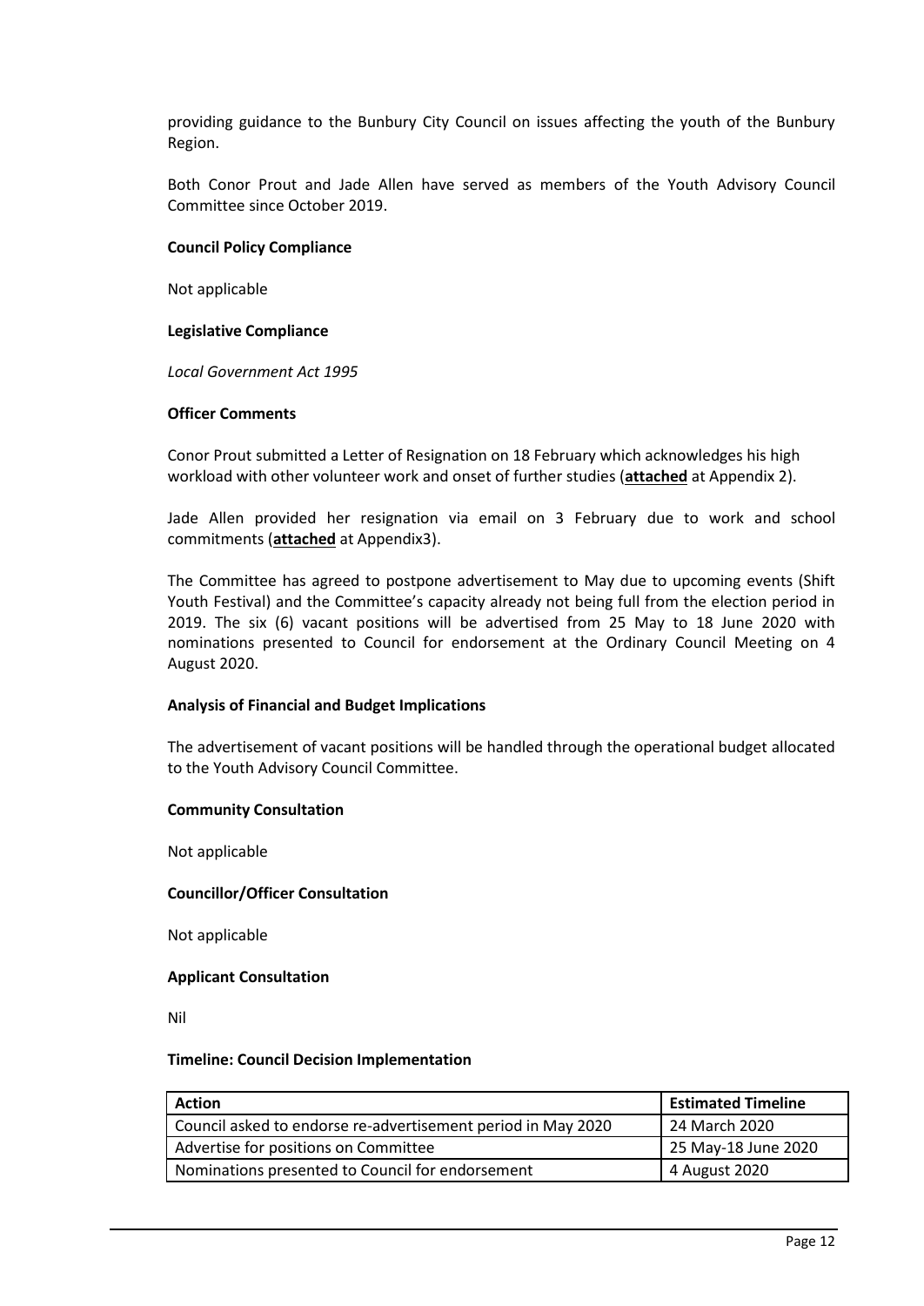providing guidance to the Bunbury City Council on issues affecting the youth of the Bunbury Region.

Both Conor Prout and Jade Allen have served as members of the Youth Advisory Council Committee since October 2019.

**Council Policy Compliance**

Not applicable

**Legislative Compliance**

*Local Government Act 1995*

**Officer Comments**

Conor Prout submitted a Letter of Resignation on 18 February which acknowledges his high workload with other volunteer work and onset of further studies (**attached** at Appendix 2).

Jade Allen provided her resignation via email on 3 February due to work and school commitments (**attached** at Appendix3).

The Committee has agreed to postpone advertisement to May due to upcoming events (Shift Youth Festival) and the Committee's capacity already not being full from the election period in 2019. The six (6) vacant positions will be advertised from 25 May to 18 June 2020 with nominations presented to Council for endorsement at the Ordinary Council Meeting on 4 August 2020.

**Analysis of Financial and Budget Implications**

The advertisement of vacant positions will be handled through the operational budget allocated to the Youth Advisory Council Committee.

**Community Consultation**

Not applicable

**Councillor/Officer Consultation**

Not applicable

**Applicant Consultation**

Nil

**Timeline: Council Decision Implementation**

| Action | Estimated Timeline |
|---|---|
| Council asked to endorse re-advertisement period in May 2020 | 24 March 2020 |
| Advertise for positions on Committee | 25 May-18 June 2020 |
| Nominations presented to Council for endorsement | 4 August 2020 |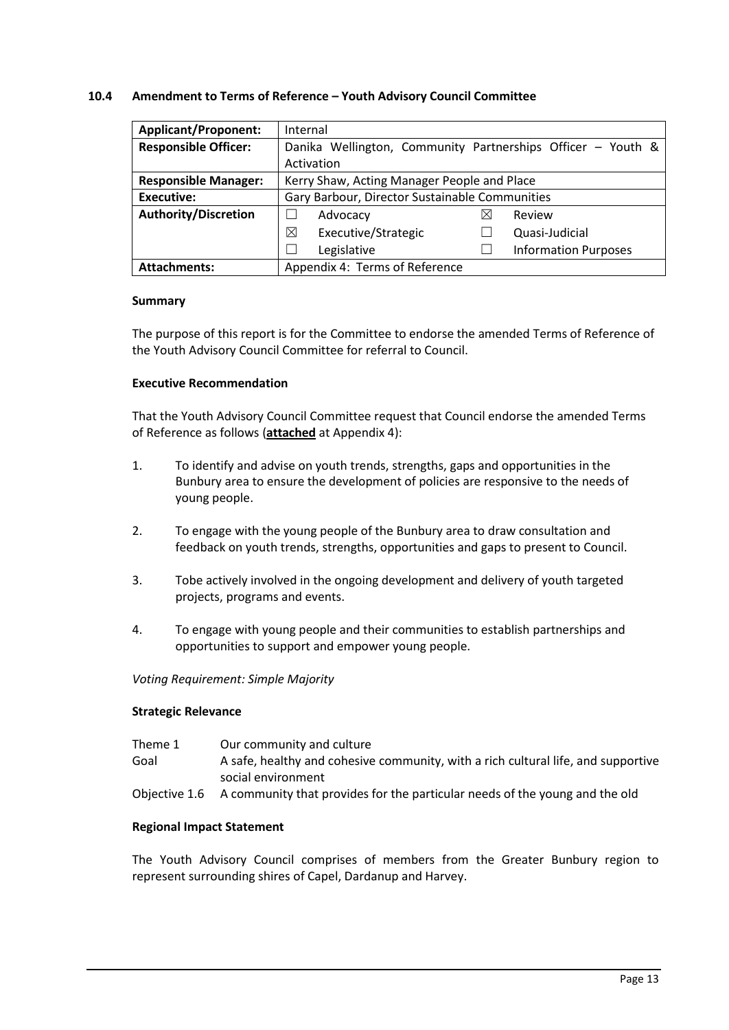## 10.4 Amendment to Terms of Reference – Youth Advisory Council Committee

| **Applicant/Proponent:** | Internal | | | |
|---|---|---|---|---|
| **Responsible Officer:** | Danika Wellington, Community Partnerships Officer – Youth & Activation | | | |
| **Responsible Manager:** | Kerry Shaw, Acting Manager People and Place | | | |
| **Executive:** | Gary Barbour, Director Sustainable Communities | | | |
| **Authority/Discretion** | ☐ | Advocacy | ☒ | Review |
| | ☒ | Executive/Strategic | ☐ | Quasi-Judicial |
| | ☐ | Legislative | ☐ | Information Purposes |
| **Attachments:** | Appendix 4: Terms of Reference | | | |

### Summary

The purpose of this report is for the Committee to endorse the amended Terms of Reference of the Youth Advisory Council Committee for referral to Council.

### Executive Recommendation

That the Youth Advisory Council Committee request that Council endorse the amended Terms of Reference as follows (**attached** at Appendix 4):

1. To identify and advise on youth trends, strengths, gaps and opportunities in the Bunbury area to ensure the development of policies are responsive to the needs of young people.

2. To engage with the young people of the Bunbury area to draw consultation and feedback on youth trends, strengths, opportunities and gaps to present to Council.

3. Tobe actively involved in the ongoing development and delivery of youth targeted projects, programs and events.

4. To engage with young people and their communities to establish partnerships and opportunities to support and empower young people.

*Voting Requirement: Simple Majority*

### Strategic Relevance

| | |
|---|---|
| Theme 1 | Our community and culture |
| Goal | A safe, healthy and cohesive community, with a rich cultural life, and supportive social environment |
| Objective 1.6 | A community that provides for the particular needs of the young and the old |

### Regional Impact Statement

The Youth Advisory Council comprises of members from the Greater Bunbury region to represent surrounding shires of Capel, Dardanup and Harvey.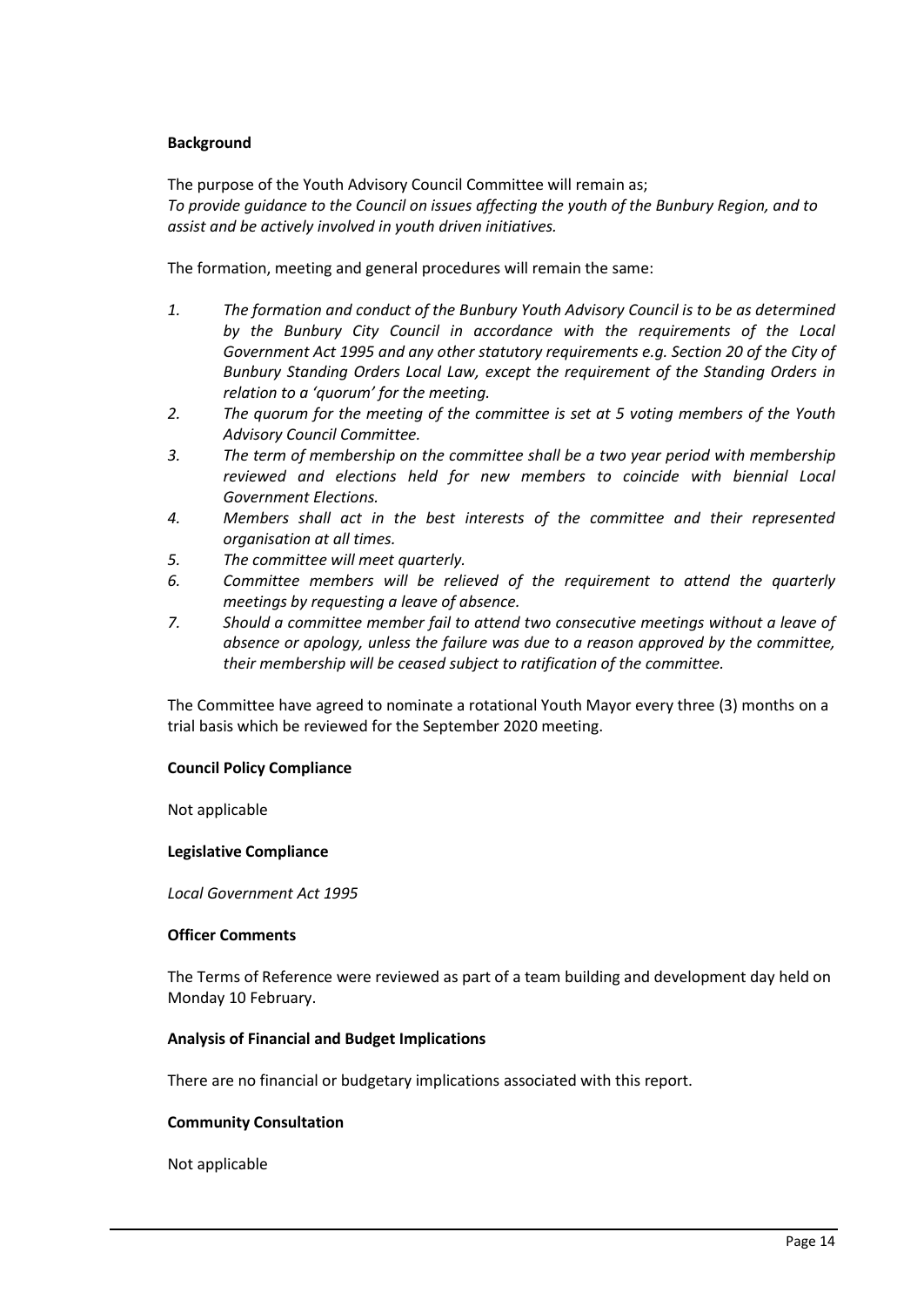**Background**

The purpose of the Youth Advisory Council Committee will remain as;
*To provide guidance to the Council on issues affecting the youth of the Bunbury Region, and to assist and be actively involved in youth driven initiatives.*

The formation, meeting and general procedures will remain the same:

1. *The formation and conduct of the Bunbury Youth Advisory Council is to be as determined by the Bunbury City Council in accordance with the requirements of the Local Government Act 1995 and any other statutory requirements e.g. Section 20 of the City of Bunbury Standing Orders Local Law, except the requirement of the Standing Orders in relation to a 'quorum' for the meeting.*
2. *The quorum for the meeting of the committee is set at 5 voting members of the Youth Advisory Council Committee.*
3. *The term of membership on the committee shall be a two year period with membership reviewed and elections held for new members to coincide with biennial Local Government Elections.*
4. *Members shall act in the best interests of the committee and their represented organisation at all times.*
5. *The committee will meet quarterly.*
6. *Committee members will be relieved of the requirement to attend the quarterly meetings by requesting a leave of absence.*
7. *Should a committee member fail to attend two consecutive meetings without a leave of absence or apology, unless the failure was due to a reason approved by the committee, their membership will be ceased subject to ratification of the committee.*

The Committee have agreed to nominate a rotational Youth Mayor every three (3) months on a trial basis which be reviewed for the September 2020 meeting.

**Council Policy Compliance**

Not applicable

**Legislative Compliance**

*Local Government Act 1995*

**Officer Comments**

The Terms of Reference were reviewed as part of a team building and development day held on Monday 10 February.

**Analysis of Financial and Budget Implications**

There are no financial or budgetary implications associated with this report.

**Community Consultation**

Not applicable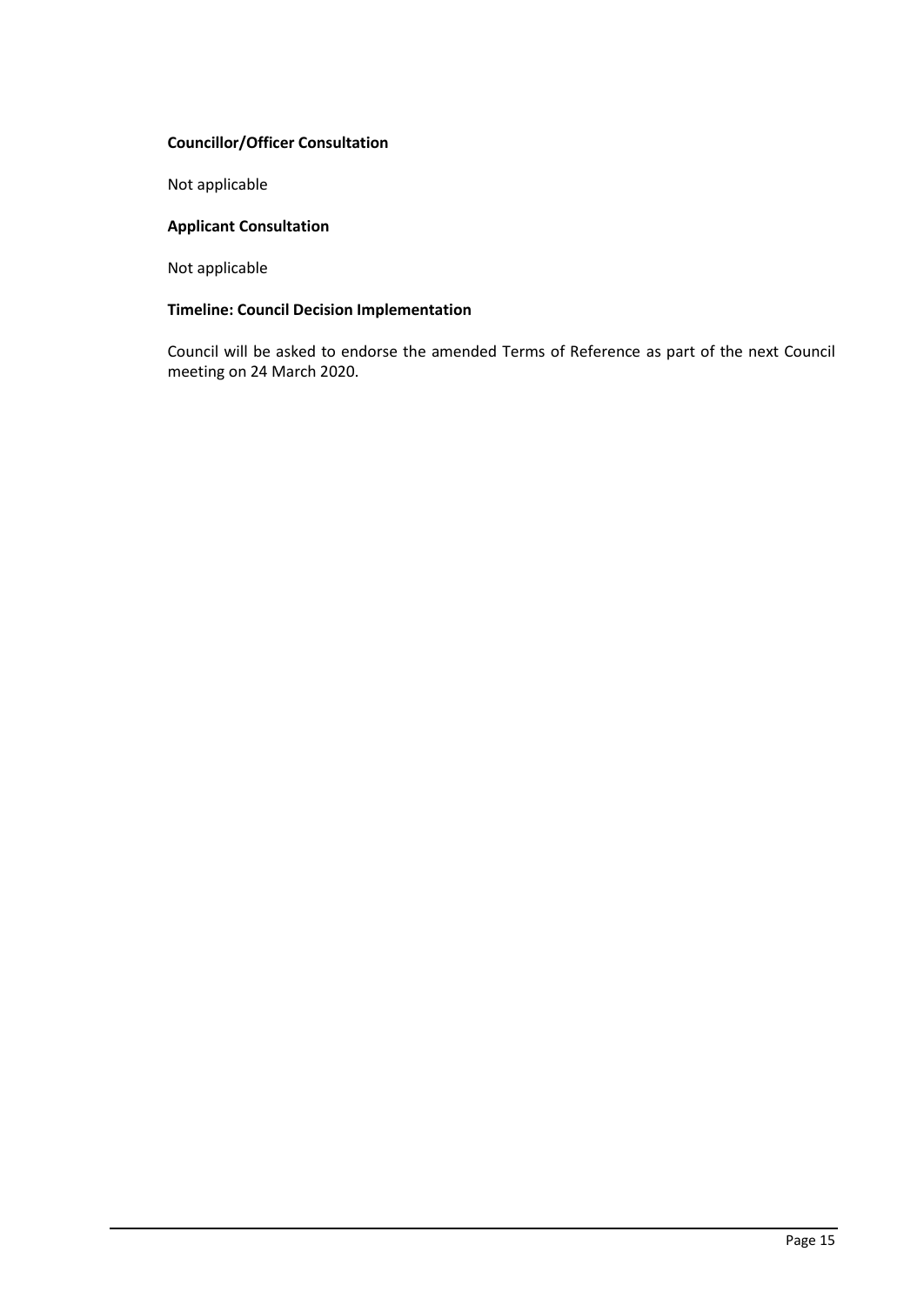**Councillor/Officer Consultation**

Not applicable

**Applicant Consultation**

Not applicable

**Timeline: Council Decision Implementation**

Council will be asked to endorse the amended Terms of Reference as part of the next Council meeting on 24 March 2020.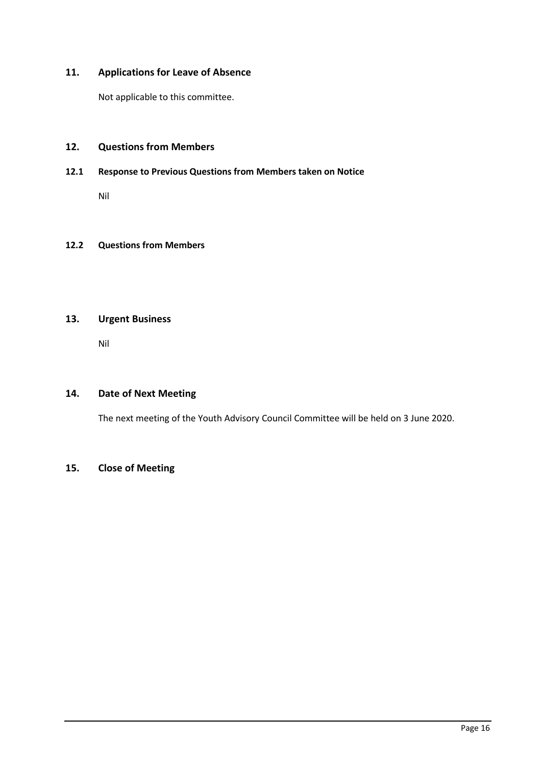## 11. Applications for Leave of Absence

Not applicable to this committee.

## 12. Questions from Members

### 12.1 Response to Previous Questions from Members taken on Notice

Nil

### 12.2 Questions from Members

## 13. Urgent Business

Nil

## 14. Date of Next Meeting

The next meeting of the Youth Advisory Council Committee will be held on 3 June 2020.

## 15. Close of Meeting